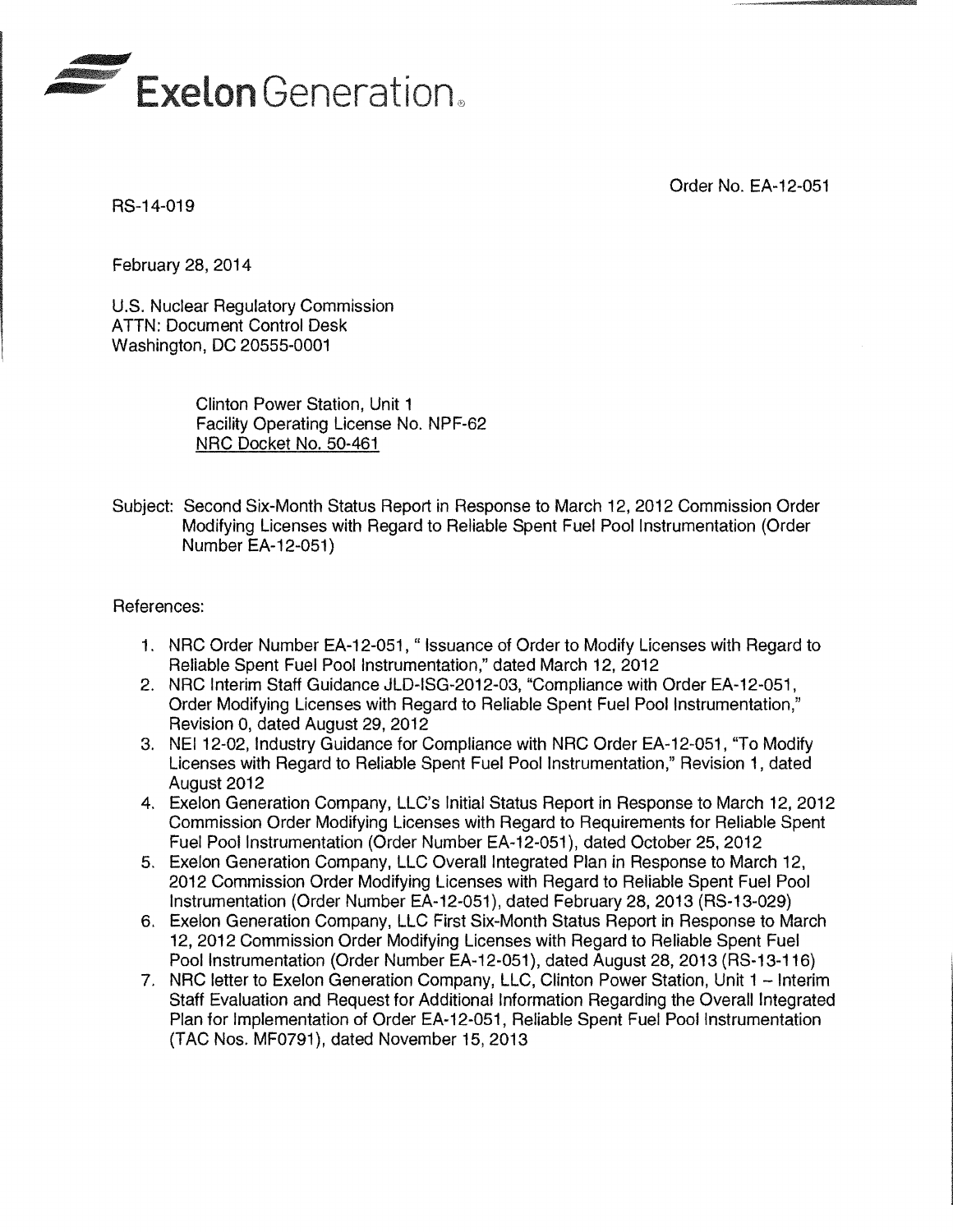Exelon Generation.

Order No. EA-12-051

RS-14-019

February 28, 2014

U.S. Nuclear Regulatory Commission
ATTN: Document Control Desk
Washington, DC 20555-0001

Clinton Power Station, Unit 1
Facility Operating License No. NPF-62
NRC Docket No. 50-461

Subject: Second Six-Month Status Report in Response to March 12, 2012 Commission Order Modifying Licenses with Regard to Reliable Spent Fuel Pool Instrumentation (Order Number EA-12-051)

References:

1. NRC Order Number EA-12-051, " Issuance of Order to Modify Licenses with Regard to Reliable Spent Fuel Pool Instrumentation," dated March 12, 2012
2. NRC Interim Staff Guidance JLD-ISG-2012-03, "Compliance with Order EA-12-051, Order Modifying Licenses with Regard to Reliable Spent Fuel Pool Instrumentation," Revision 0, dated August 29, 2012
3. NEI 12-02, Industry Guidance for Compliance with NRC Order EA-12-051, "To Modify Licenses with Regard to Reliable Spent Fuel Pool Instrumentation," Revision 1, dated August 2012
4. Exelon Generation Company, LLC's Initial Status Report in Response to March 12, 2012 Commission Order Modifying Licenses with Regard to Requirements for Reliable Spent Fuel Pool Instrumentation (Order Number EA-12-051), dated October 25, 2012
5. Exelon Generation Company, LLC Overall Integrated Plan in Response to March 12, 2012 Commission Order Modifying Licenses with Regard to Reliable Spent Fuel Pool Instrumentation (Order Number EA-12-051), dated February 28, 2013 (RS-13-029)
6. Exelon Generation Company, LLC First Six-Month Status Report in Response to March 12, 2012 Commission Order Modifying Licenses with Regard to Reliable Spent Fuel Pool Instrumentation (Order Number EA-12-051), dated August 28, 2013 (RS-13-116)
7. NRC letter to Exelon Generation Company, LLC, Clinton Power Station, Unit 1 – Interim Staff Evaluation and Request for Additional Information Regarding the Overall Integrated Plan for Implementation of Order EA-12-051, Reliable Spent Fuel Pool Instrumentation (TAC Nos. MF0791), dated November 15, 2013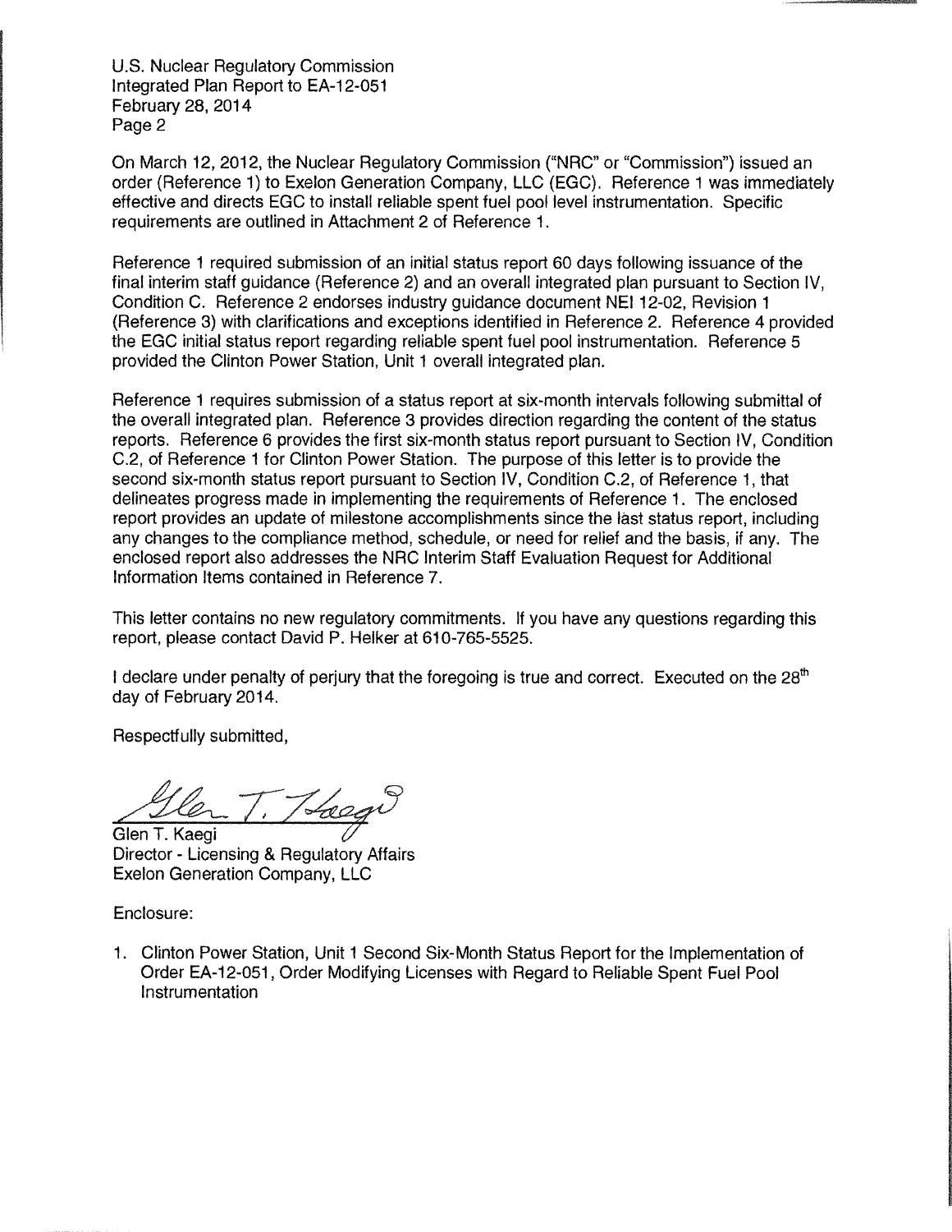On March 12, 2012, the Nuclear Regulatory Commission ("NRC" or "Commission") issued an order (Reference 1) to Exelon Generation Company, LLC (EGC). Reference 1 was immediately effective and directs EGC to install reliable spent fuel pool level instrumentation. Specific requirements are outlined in Attachment 2 of Reference 1.

Reference 1 required submission of an initial status report 60 days following issuance of the final interim staff guidance (Reference 2) and an overall integrated plan pursuant to Section IV, Condition C. Reference 2 endorses industry guidance document NEI 12-02, Revision 1 (Reference 3) with clarifications and exceptions identified in Reference 2. Reference 4 provided the EGC initial status report regarding reliable spent fuel pool instrumentation. Reference 5 provided the Clinton Power Station, Unit 1 overall integrated plan.

Reference 1 requires submission of a status report at six-month intervals following submittal of the overall integrated plan. Reference 3 provides direction regarding the content of the status reports. Reference 6 provides the first six-month status report pursuant to Section IV, Condition C.2, of Reference 1 for Clinton Power Station. The purpose of this letter is to provide the second six-month status report pursuant to Section IV, Condition C.2, of Reference 1, that delineates progress made in implementing the requirements of Reference 1. The enclosed report provides an update of milestone accomplishments since the last status report, including any changes to the compliance method, schedule, or need for relief and the basis, if any. The enclosed report also addresses the NRC Interim Staff Evaluation Request for Additional Information Items contained in Reference 7.

This letter contains no new regulatory commitments. If you have any questions regarding this report, please contact David P. Helker at 610-765-5525.

I declare under penalty of perjury that the foregoing is true and correct. Executed on the 28th day of February 2014.

Respectfully submitted,

Glen T. Kaegi
Director - Licensing & Regulatory Affairs
Exelon Generation Company, LLC

Enclosure:

1. Clinton Power Station, Unit 1 Second Six-Month Status Report for the Implementation of Order EA-12-051, Order Modifying Licenses with Regard to Reliable Spent Fuel Pool Instrumentation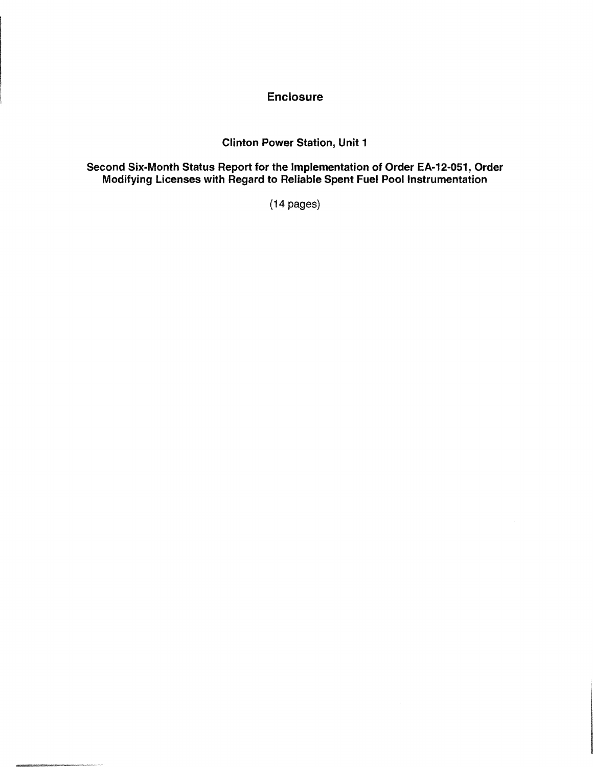# Enclosure

## Clinton Power Station, Unit 1

## Second Six-Month Status Report for the Implementation of Order EA-12-051, Order Modifying Licenses with Regard to Reliable Spent Fuel Pool Instrumentation

(14 pages)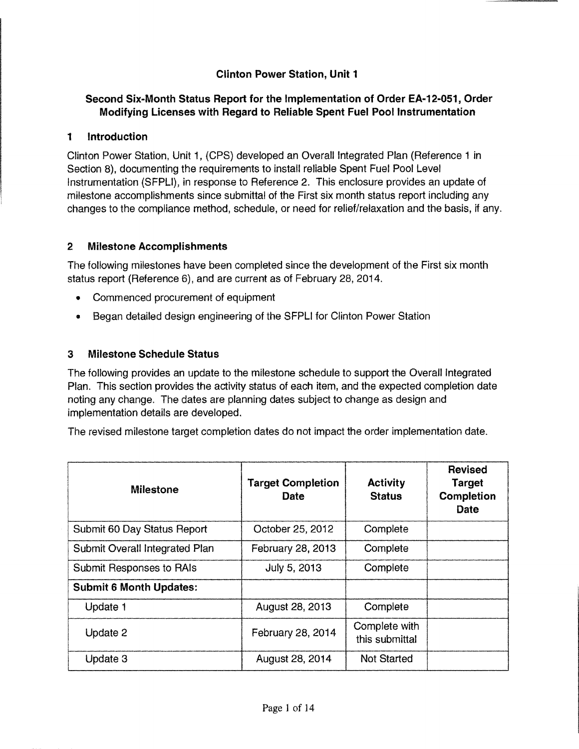## Clinton Power Station, Unit 1

## Second Six-Month Status Report for the Implementation of Order EA-12-051, Order Modifying Licenses with Regard to Reliable Spent Fuel Pool Instrumentation

### 1 Introduction

Clinton Power Station, Unit 1, (CPS) developed an Overall Integrated Plan (Reference 1 in Section 8), documenting the requirements to install reliable Spent Fuel Pool Level Instrumentation (SFPLI), in response to Reference 2. This enclosure provides an update of milestone accomplishments since submittal of the First six month status report including any changes to the compliance method, schedule, or need for relief/relaxation and the basis, if any.

### 2 Milestone Accomplishments

The following milestones have been completed since the development of the First six month status report (Reference 6), and are current as of February 28, 2014.

- Commenced procurement of equipment
- Began detailed design engineering of the SFPLI for Clinton Power Station

### 3 Milestone Schedule Status

The following provides an update to the milestone schedule to support the Overall Integrated Plan. This section provides the activity status of each item, and the expected completion date noting any change. The dates are planning dates subject to change as design and implementation details are developed.

The revised milestone target completion dates do not impact the order implementation date.

| Milestone | Target Completion Date | Activity Status | Revised Target Completion Date |
|---|---|---|---|
| Submit 60 Day Status Report | October 25, 2012 | Complete | |
| Submit Overall Integrated Plan | February 28, 2013 | Complete | |
| Submit Responses to RAIs | July 5, 2013 | Complete | |
| **Submit 6 Month Updates:** | | | |
| Update 1 | August 28, 2013 | Complete | |
| Update 2 | February 28, 2014 | Complete with this submittal | |
| Update 3 | August 28, 2014 | Not Started | |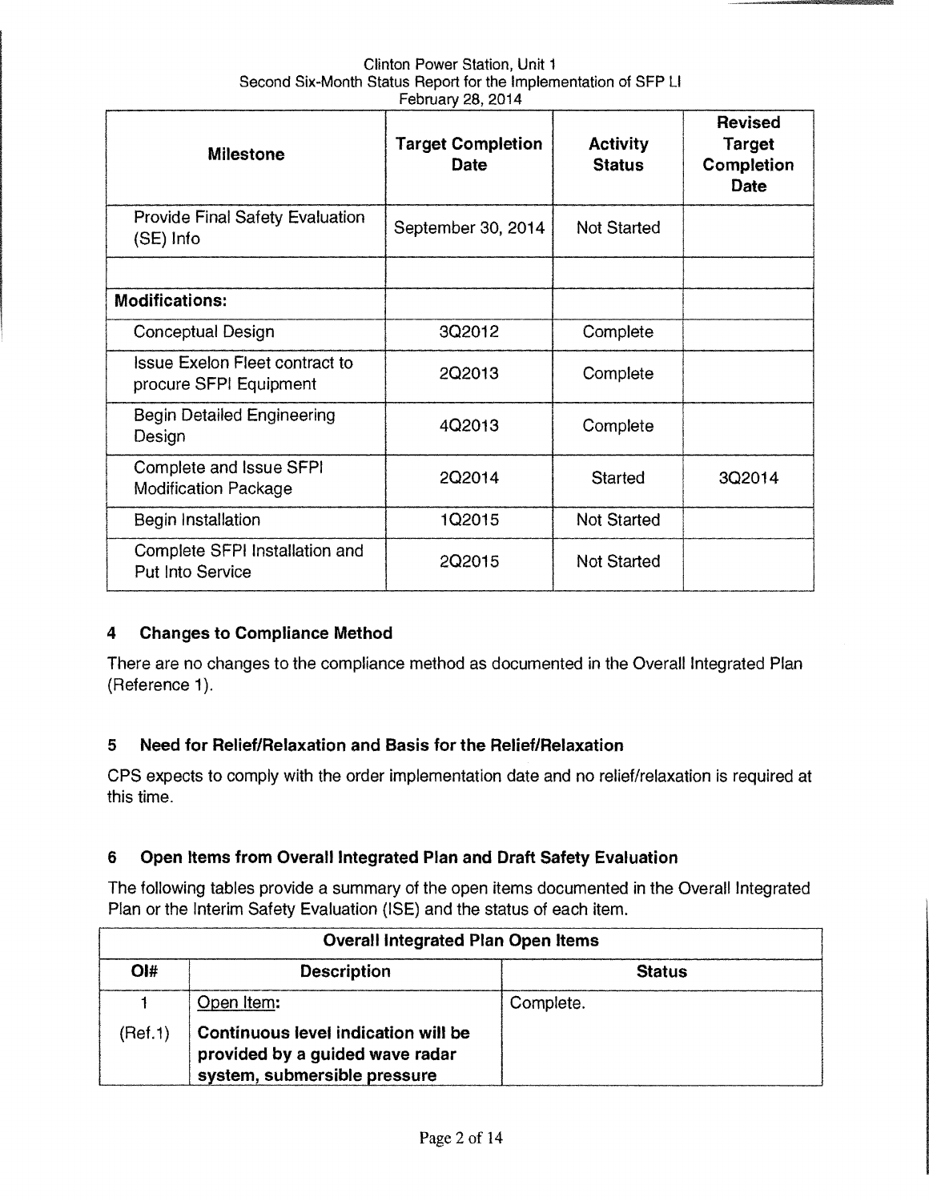| Milestone | Target Completion Date | Activity Status | Revised Target Completion Date |
|---|---|---|---|
| Provide Final Safety Evaluation (SE) Info | September 30, 2014 | Not Started | |
| | | | |
| **Modifications:** | | | |
| Conceptual Design | 3Q2012 | Complete | |
| Issue Exelon Fleet contract to procure SFPI Equipment | 2Q2013 | Complete | |
| Begin Detailed Engineering Design | 4Q2013 | Complete | |
| Complete and Issue SFPI Modification Package | 2Q2014 | Started | 3Q2014 |
| Begin Installation | 1Q2015 | Not Started | |
| Complete SFPI Installation and Put Into Service | 2Q2015 | Not Started | |

## 4 Changes to Compliance Method

There are no changes to the compliance method as documented in the Overall Integrated Plan (Reference 1).

## 5 Need for Relief/Relaxation and Basis for the Relief/Relaxation

CPS expects to comply with the order implementation date and no relief/relaxation is required at this time.

## 6 Open Items from Overall Integrated Plan and Draft Safety Evaluation

The following tables provide a summary of the open items documented in the Overall Integrated Plan or the Interim Safety Evaluation (ISE) and the status of each item.

| Overall Integrated Plan Open Items | | |
|---|---|---|
| **OI#** | **Description** | **Status** |
| 1 (Ref.1) | Open Item: **Continuous level indication will be provided by a guided wave radar system, submersible pressure** | Complete. |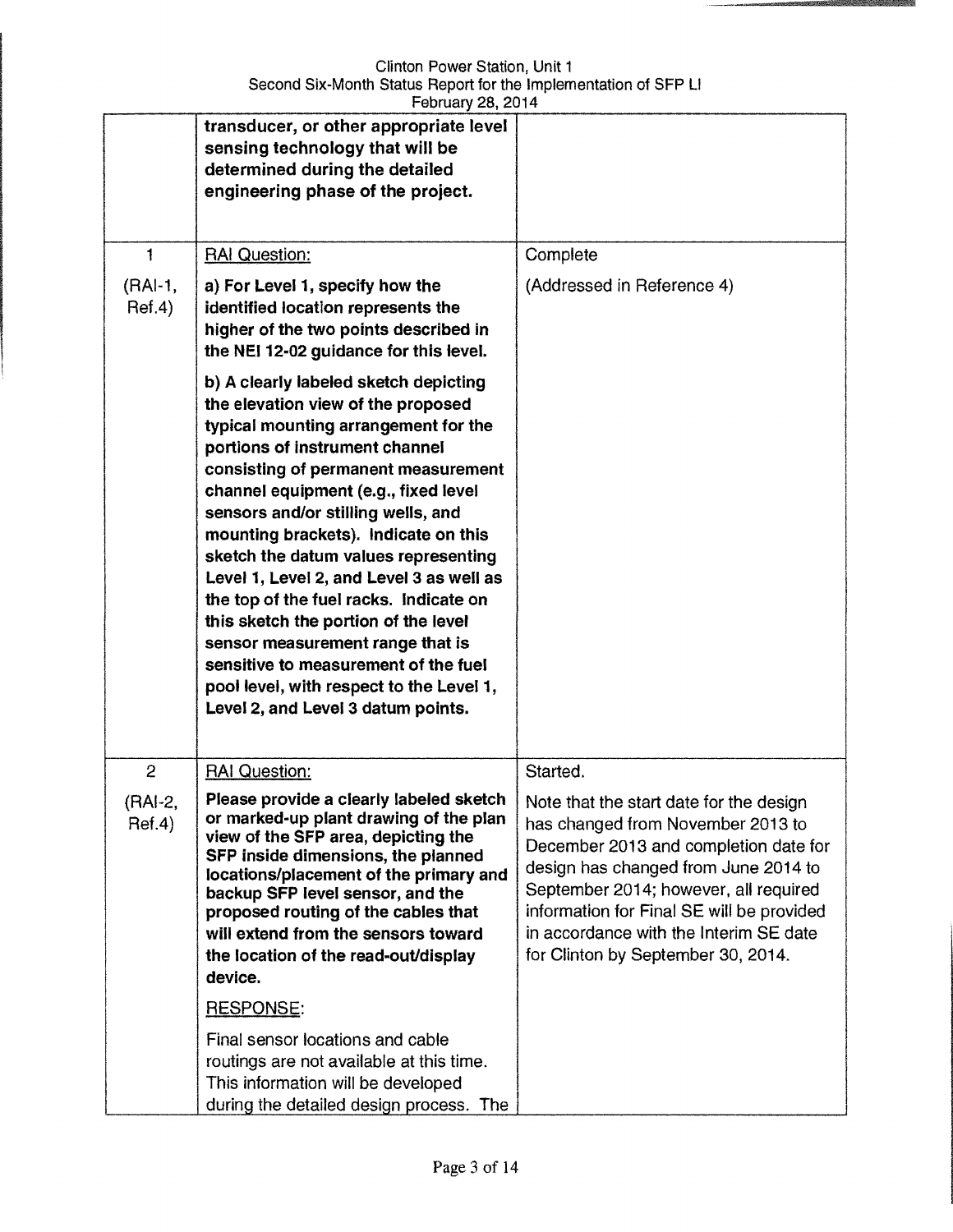| | | |
|---|---|---|
| | **transducer, or other appropriate level sensing technology that will be determined during the detailed engineering phase of the project.** | |
| 1<br><br>(RAI-1, Ref.4) | RAI Question:<br><br>**a) For Level 1, specify how the identified location represents the higher of the two points described in the NEI 12-02 guidance for this level.**<br><br>**b) A clearly labeled sketch depicting the elevation view of the proposed typical mounting arrangement for the portions of instrument channel consisting of permanent measurement channel equipment (e.g., fixed level sensors and/or stilling wells, and mounting brackets). Indicate on this sketch the datum values representing Level 1, Level 2, and Level 3 as well as the top of the fuel racks. Indicate on this sketch the portion of the level sensor measurement range that is sensitive to measurement of the fuel pool level, with respect to the Level 1, Level 2, and Level 3 datum points.** | Complete<br><br>(Addressed in Reference 4) |
| 2<br><br>(RAI-2, Ref.4) | RAI Question:<br><br>**Please provide a clearly labeled sketch or marked-up plant drawing of the plan view of the SFP area, depicting the SFP inside dimensions, the planned locations/placement of the primary and backup SFP level sensor, and the proposed routing of the cables that will extend from the sensors toward the location of the read-out/display device.**<br><br>RESPONSE:<br><br>Final sensor locations and cable routings are not available at this time. This information will be developed during the detailed design process. The | Started.<br><br>Note that the start date for the design has changed from November 2013 to December 2013 and completion date for design has changed from June 2014 to September 2014; however, all required information for Final SE will be provided in accordance with the Interim SE date for Clinton by September 30, 2014. |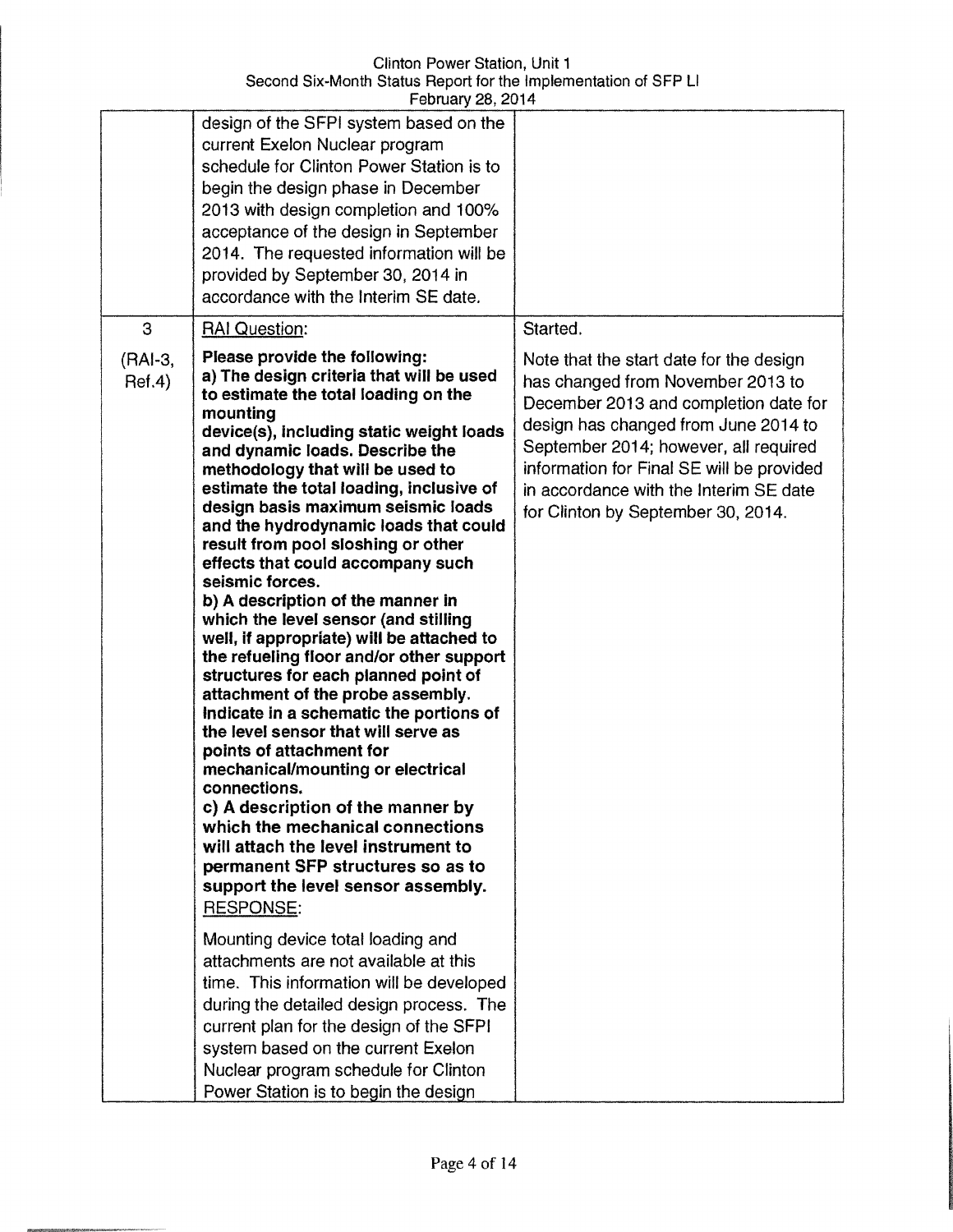| | | |
|---|---|---|
| | design of the SFPI system based on the current Exelon Nuclear program schedule for Clinton Power Station is to begin the design phase in December 2013 with design completion and 100% acceptance of the design in September 2014. The requested information will be provided by September 30, 2014 in accordance with the Interim SE date. | |
| 3<br><br>(RAI-3, Ref.4) | RAI Question:<br><br>**Please provide the following:**<br>**a) The design criteria that will be used to estimate the total loading on the mounting device(s), including static weight loads and dynamic loads. Describe the methodology that will be used to estimate the total loading, inclusive of design basis maximum seismic loads and the hydrodynamic loads that could result from pool sloshing or other effects that could accompany such seismic forces.**<br>**b) A description of the manner in which the level sensor (and stilling well, if appropriate) will be attached to the refueling floor and/or other support structures for each planned point of attachment of the probe assembly. Indicate in a schematic the portions of the level sensor that will serve as points of attachment for mechanical/mounting or electrical connections.**<br>**c) A description of the manner by which the mechanical connections will attach the level instrument to permanent SFP structures so as to support the level sensor assembly.**<br>RESPONSE:<br><br>Mounting device total loading and attachments are not available at this time. This information will be developed during the detailed design process. The current plan for the design of the SFPI system based on the current Exelon Nuclear program schedule for Clinton Power Station is to begin the design | Started.<br><br>Note that the start date for the design has changed from November 2013 to December 2013 and completion date for design has changed from June 2014 to September 2014; however, all required information for Final SE will be provided in accordance with the Interim SE date for Clinton by September 30, 2014. |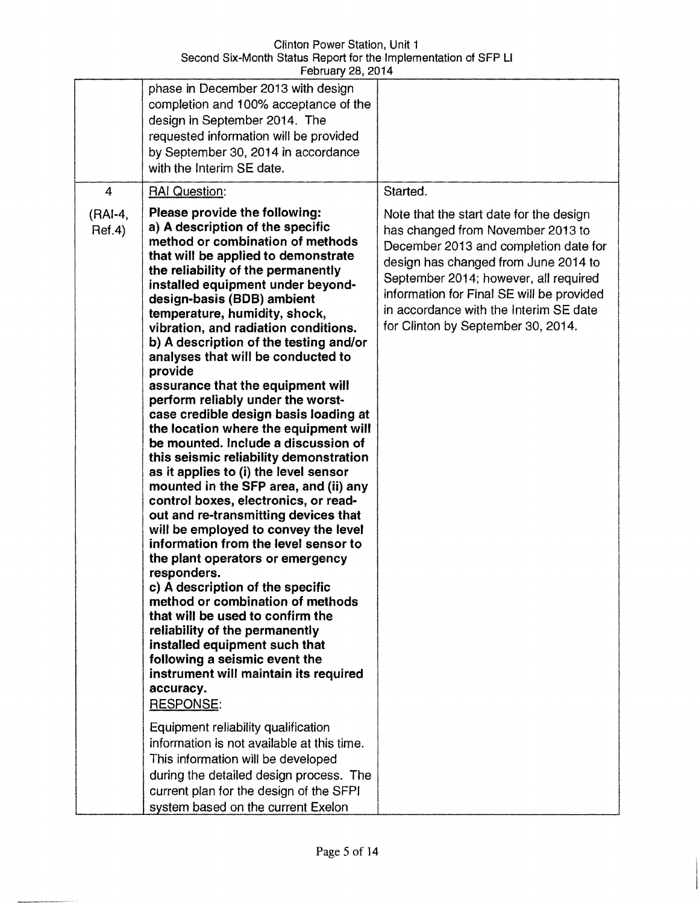| | | |
|---|---|---|
| | phase in December 2013 with design completion and 100% acceptance of the design in September 2014. The requested information will be provided by September 30, 2014 in accordance with the Interim SE date. | |
| 4<br><br>(RAI-4, Ref.4) | RAI Question:<br><br>**Please provide the following:**<br>**a) A description of the specific method or combination of methods that will be applied to demonstrate the reliability of the permanently installed equipment under beyond-design-basis (BDB) ambient temperature, humidity, shock, vibration, and radiation conditions.**<br>**b) A description of the testing and/or analyses that will be conducted to provide assurance that the equipment will perform reliably under the worst-case credible design basis loading at the location where the equipment will be mounted. Include a discussion of this seismic reliability demonstration as it applies to (i) the level sensor mounted in the SFP area, and (ii) any control boxes, electronics, or read-out and re-transmitting devices that will be employed to convey the level information from the level sensor to the plant operators or emergency responders.**<br>**c) A description of the specific method or combination of methods that will be used to confirm the reliability of the permanently installed equipment such that following a seismic event the instrument will maintain its required accuracy.**<br>RESPONSE:<br><br>Equipment reliability qualification information is not available at this time. This information will be developed during the detailed design process. The current plan for the design of the SFPI system based on the current Exelon | Started.<br><br>Note that the start date for the design has changed from November 2013 to December 2013 and completion date for design has changed from June 2014 to September 2014; however, all required information for Final SE will be provided in accordance with the Interim SE date for Clinton by September 30, 2014. |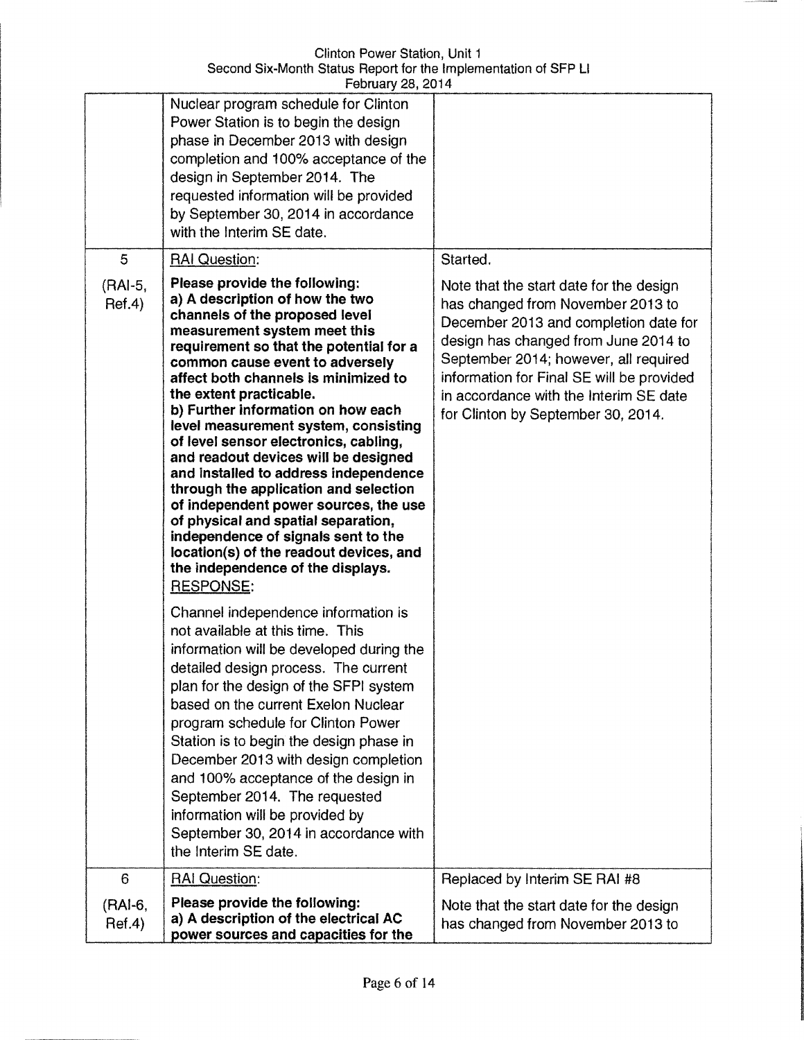| | | |
|---|---|---|
| | Nuclear program schedule for Clinton Power Station is to begin the design phase in December 2013 with design completion and 100% acceptance of the design in September 2014. The requested information will be provided by September 30, 2014 in accordance with the Interim SE date. | |
| 5<br><br>(RAI-5, Ref.4) | RAI Question:<br><br>**Please provide the following:**<br>**a) A description of how the two channels of the proposed level measurement system meet this requirement so that the potential for a common cause event to adversely affect both channels is minimized to the extent practicable.**<br>**b) Further information on how each level measurement system, consisting of level sensor electronics, cabling, and readout devices will be designed and installed to address independence through the application and selection of independent power sources, the use of physical and spatial separation, independence of signals sent to the location(s) of the readout devices, and the independence of the displays.**<br>RESPONSE:<br><br>Channel independence information is not available at this time. This information will be developed during the detailed design process. The current plan for the design of the SFPI system based on the current Exelon Nuclear program schedule for Clinton Power Station is to begin the design phase in December 2013 with design completion and 100% acceptance of the design in September 2014. The requested information will be provided by September 30, 2014 in accordance with the Interim SE date. | Started.<br><br>Note that the start date for the design has changed from November 2013 to December 2013 and completion date for design has changed from June 2014 to September 2014; however, all required information for Final SE will be provided in accordance with the Interim SE date for Clinton by September 30, 2014. |
| 6<br><br>(RAI-6, Ref.4) | RAI Question:<br><br>**Please provide the following:**<br>**a) A description of the electrical AC power sources and capacities for the** | Replaced by Interim SE RAI #8<br><br>Note that the start date for the design has changed from November 2013 to |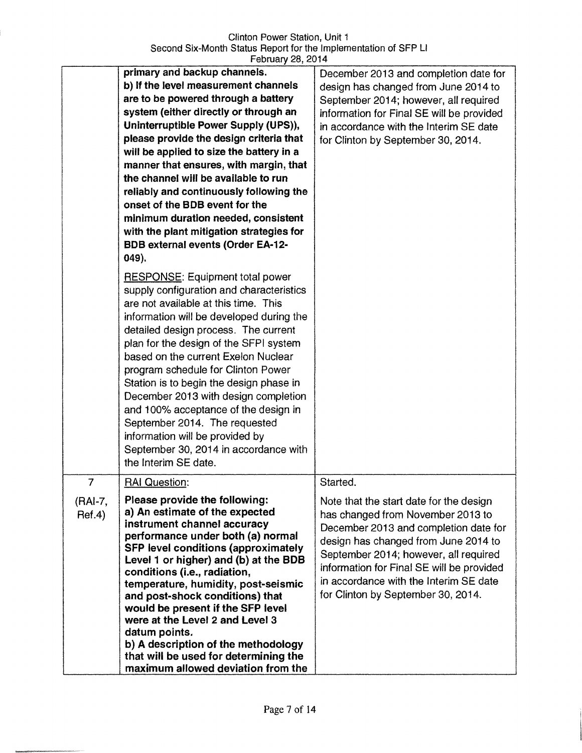| | | |
|---|---|---|
| | **primary and backup channels.**<br>**b) If the level measurement channels are to be powered through a battery system (either directly or through an Uninterruptible Power Supply (UPS)), please provide the design criteria that will be applied to size the battery in a manner that ensures, with margin, that the channel will be available to run reliably and continuously following the onset of the BDB event for the minimum duration needed, consistent with the plant mitigation strategies for BDB external events (Order EA-12-049).**<br><br>RESPONSE: Equipment total power supply configuration and characteristics are not available at this time. This information will be developed during the detailed design process. The current plan for the design of the SFPI system based on the current Exelon Nuclear program schedule for Clinton Power Station is to begin the design phase in December 2013 with design completion and 100% acceptance of the design in September 2014. The requested information will be provided by September 30, 2014 in accordance with the Interim SE date. | December 2013 and completion date for design has changed from June 2014 to September 2014; however, all required information for Final SE will be provided in accordance with the Interim SE date for Clinton by September 30, 2014. |
| 7<br><br>(RAI-7, Ref.4) | RAI Question:<br><br>**Please provide the following:**<br>**a) An estimate of the expected instrument channel accuracy performance under both (a) normal SFP level conditions (approximately Level 1 or higher) and (b) at the BDB conditions (i.e., radiation, temperature, humidity, post-seismic and post-shock conditions) that would be present if the SFP level were at the Level 2 and Level 3 datum points.**<br>**b) A description of the methodology that will be used for determining the maximum allowed deviation from the** | Started.<br><br>Note that the start date for the design has changed from November 2013 to December 2013 and completion date for design has changed from June 2014 to September 2014; however, all required information for Final SE will be provided in accordance with the Interim SE date for Clinton by September 30, 2014. |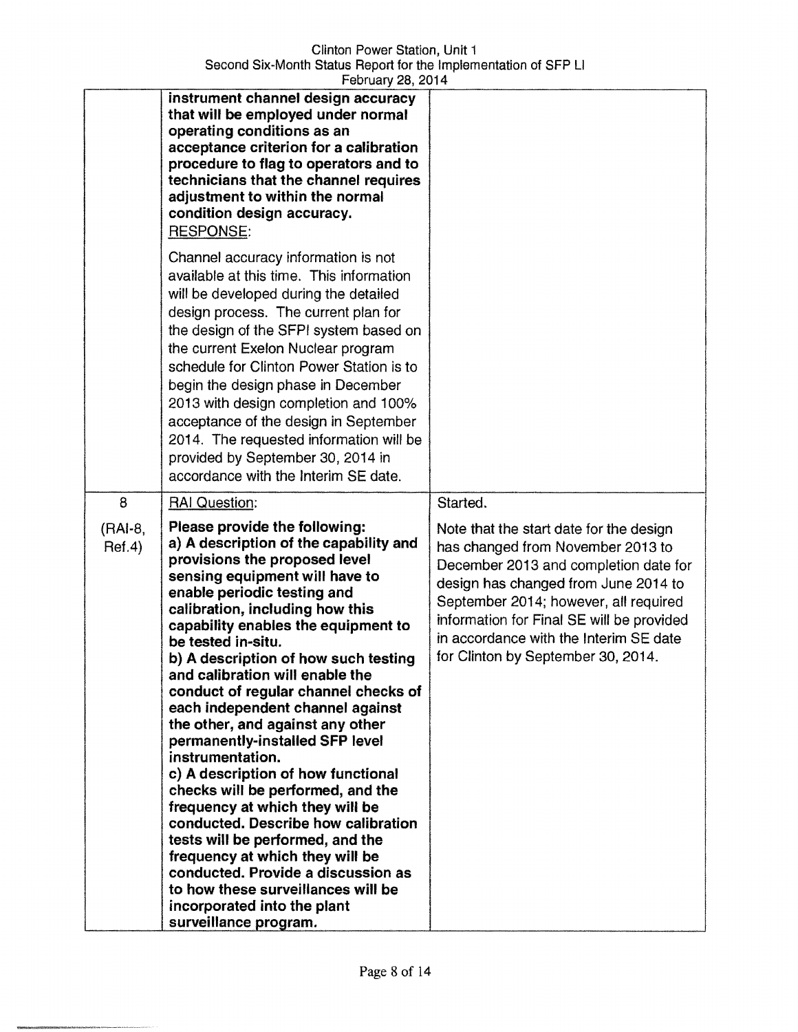| | | |
|---|---|---|
| | **instrument channel design accuracy that will be employed under normal operating conditions as an acceptance criterion for a calibration procedure to flag to operators and to technicians that the channel requires adjustment to within the normal condition design accuracy.**<br>RESPONSE:<br><br>Channel accuracy information is not available at this time. This information will be developed during the detailed design process. The current plan for the design of the SFPI system based on the current Exelon Nuclear program schedule for Clinton Power Station is to begin the design phase in December 2013 with design completion and 100% acceptance of the design in September 2014. The requested information will be provided by September 30, 2014 in accordance with the Interim SE date. | |
| 8<br><br>(RAI-8, Ref.4) | RAI Question:<br><br>**Please provide the following:**<br>**a) A description of the capability and provisions the proposed level sensing equipment will have to enable periodic testing and calibration, including how this capability enables the equipment to be tested in-situ.**<br>**b) A description of how such testing and calibration will enable the conduct of regular channel checks of each independent channel against the other, and against any other permanently-installed SFP level instrumentation.**<br>**c) A description of how functional checks will be performed, and the frequency at which they will be conducted. Describe how calibration tests will be performed, and the frequency at which they will be conducted. Provide a discussion as to how these surveillances will be incorporated into the plant surveillance program.** | Started.<br><br>Note that the start date for the design has changed from November 2013 to December 2013 and completion date for design has changed from June 2014 to September 2014; however, all required information for Final SE will be provided in accordance with the Interim SE date for Clinton by September 30, 2014. |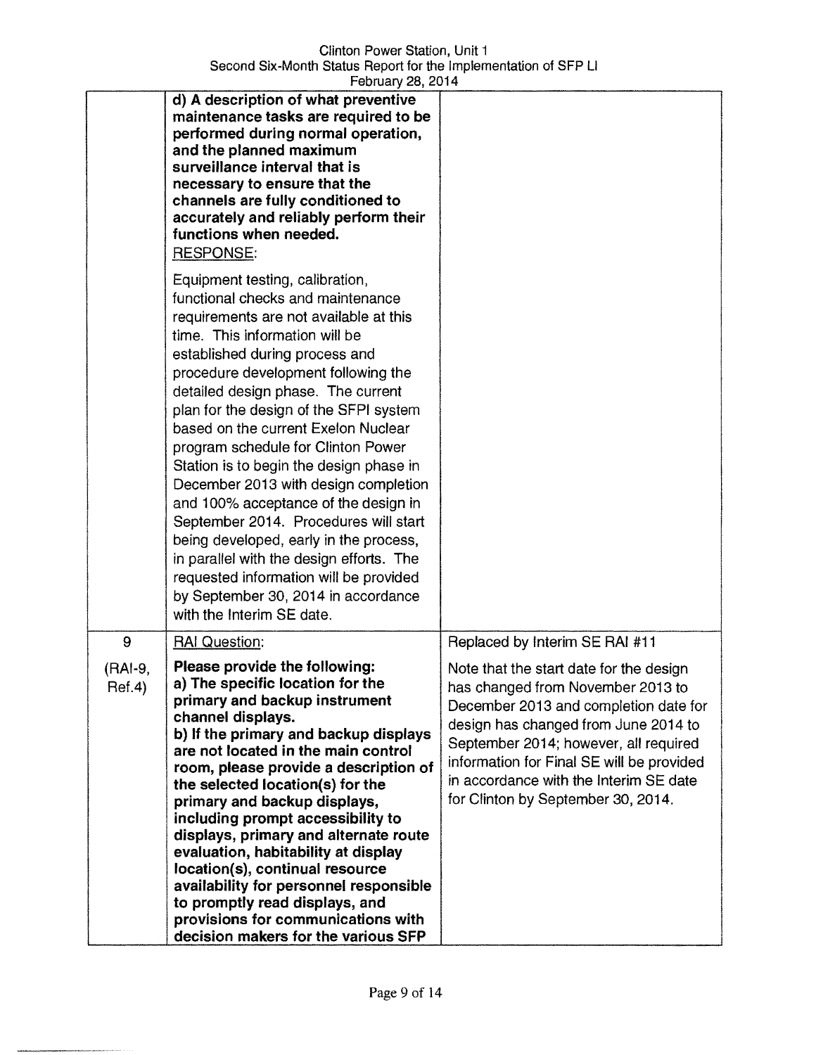| | | |
|---|---|---|
| | **d) A description of what preventive maintenance tasks are required to be performed during normal operation, and the planned maximum surveillance interval that is necessary to ensure that the channels are fully conditioned to accurately and reliably perform their functions when needed.**<br>RESPONSE:<br><br>Equipment testing, calibration, functional checks and maintenance requirements are not available at this time. This information will be established during process and procedure development following the detailed design phase. The current plan for the design of the SFPI system based on the current Exelon Nuclear program schedule for Clinton Power Station is to begin the design phase in December 2013 with design completion and 100% acceptance of the design in September 2014. Procedures will start being developed, early in the process, in parallel with the design efforts. The requested information will be provided by September 30, 2014 in accordance with the Interim SE date. | |
| 9<br><br>(RAI-9, Ref.4) | RAI Question:<br><br>**Please provide the following:**<br>**a) The specific location for the primary and backup instrument channel displays.**<br>**b) If the primary and backup displays are not located in the main control room, please provide a description of the selected location(s) for the primary and backup displays, including prompt accessibility to displays, primary and alternate route evaluation, habitability at display location(s), continual resource availability for personnel responsible to promptly read displays, and provisions for communications with decision makers for the various SFP** | Replaced by Interim SE RAI #11<br><br>Note that the start date for the design has changed from November 2013 to December 2013 and completion date for design has changed from June 2014 to September 2014; however, all required information for Final SE will be provided in accordance with the Interim SE date for Clinton by September 30, 2014. |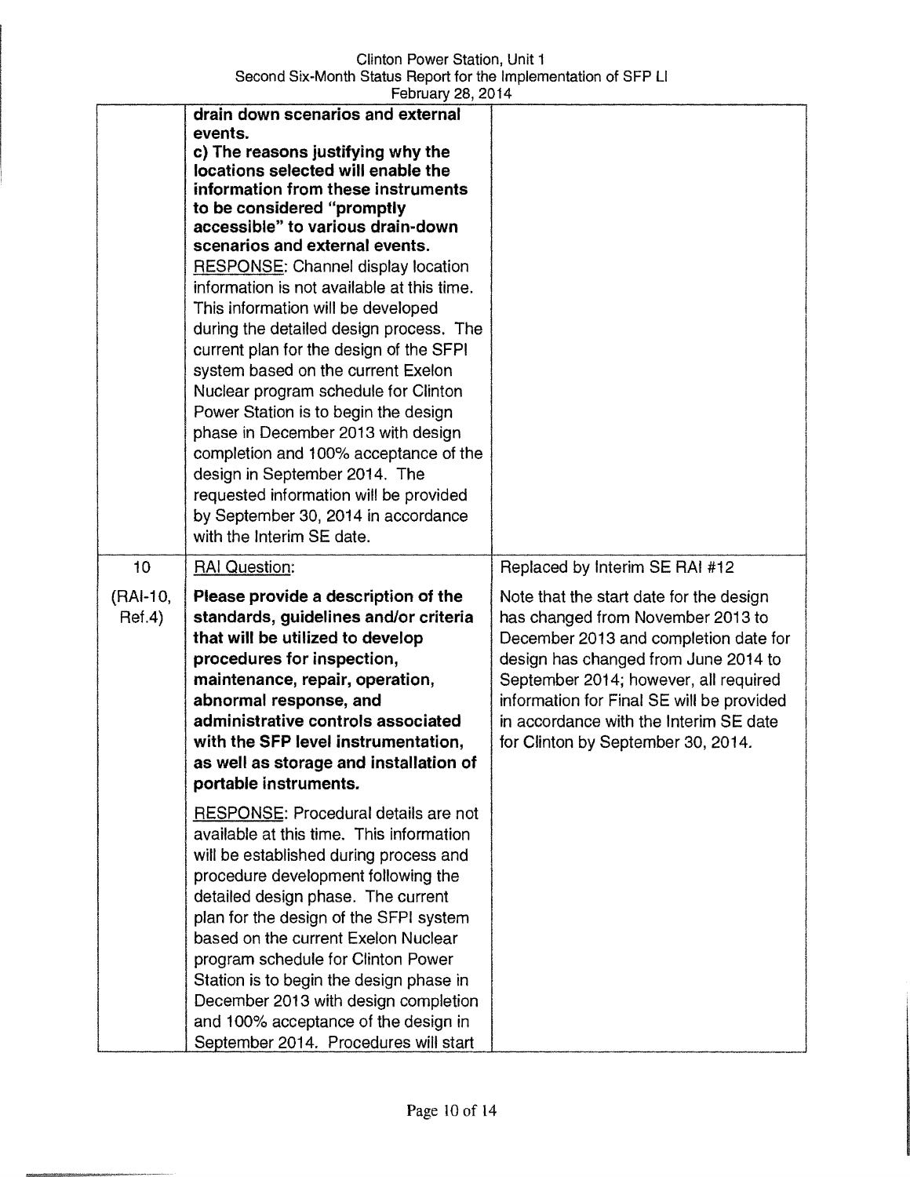| | | |
|---|---|---|
| | **drain down scenarios and external events.**<br>**c) The reasons justifying why the locations selected will enable the information from these instruments to be considered "promptly accessible" to various drain-down scenarios and external events.**<br>RESPONSE: Channel display location information is not available at this time. This information will be developed during the detailed design process. The current plan for the design of the SFPI system based on the current Exelon Nuclear program schedule for Clinton Power Station is to begin the design phase in December 2013 with design completion and 100% acceptance of the design in September 2014. The requested information will be provided by September 30, 2014 in accordance with the Interim SE date. | |
| 10<br><br>(RAI-10, Ref.4) | RAI Question:<br><br>**Please provide a description of the standards, guidelines and/or criteria that will be utilized to develop procedures for inspection, maintenance, repair, operation, abnormal response, and administrative controls associated with the SFP level instrumentation, as well as storage and installation of portable instruments.**<br><br>RESPONSE: Procedural details are not available at this time. This information will be established during process and procedure development following the detailed design phase. The current plan for the design of the SFPI system based on the current Exelon Nuclear program schedule for Clinton Power Station is to begin the design phase in December 2013 with design completion and 100% acceptance of the design in September 2014. Procedures will start | Replaced by Interim SE RAI #12<br><br>Note that the start date for the design has changed from November 2013 to December 2013 and completion date for design has changed from June 2014 to September 2014; however, all required information for Final SE will be provided in accordance with the Interim SE date for Clinton by September 30, 2014. |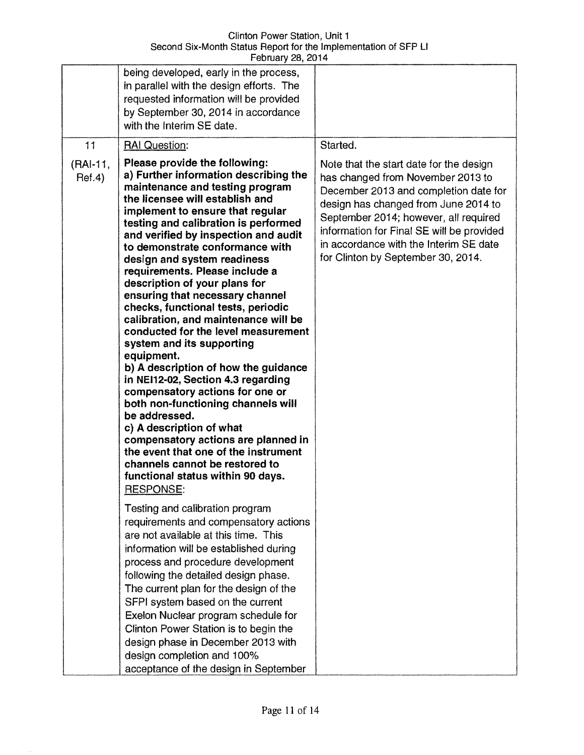| | | |
|---|---|---|
| | being developed, early in the process, in parallel with the design efforts. The requested information will be provided by September 30, 2014 in accordance with the Interim SE date. | |
| 11<br><br>(RAI-11, Ref.4) | RAI Question:<br><br>**Please provide the following:**<br>**a) Further information describing the maintenance and testing program the licensee will establish and implement to ensure that regular testing and calibration is performed and verified by inspection and audit to demonstrate conformance with design and system readiness requirements. Please include a description of your plans for ensuring that necessary channel checks, functional tests, periodic calibration, and maintenance will be conducted for the level measurement system and its supporting equipment.**<br>**b) A description of how the guidance in NEI12-02, Section 4.3 regarding compensatory actions for one or both non-functioning channels will be addressed.**<br>**c) A description of what compensatory actions are planned in the event that one of the instrument channels cannot be restored to functional status within 90 days.**<br>RESPONSE:<br><br>Testing and calibration program requirements and compensatory actions are not available at this time. This information will be established during process and procedure development following the detailed design phase. The current plan for the design of the SFPI system based on the current Exelon Nuclear program schedule for Clinton Power Station is to begin the design phase in December 2013 with design completion and 100% acceptance of the design in September | Started.<br><br>Note that the start date for the design has changed from November 2013 to December 2013 and completion date for design has changed from June 2014 to September 2014; however, all required information for Final SE will be provided in accordance with the Interim SE date for Clinton by September 30, 2014. |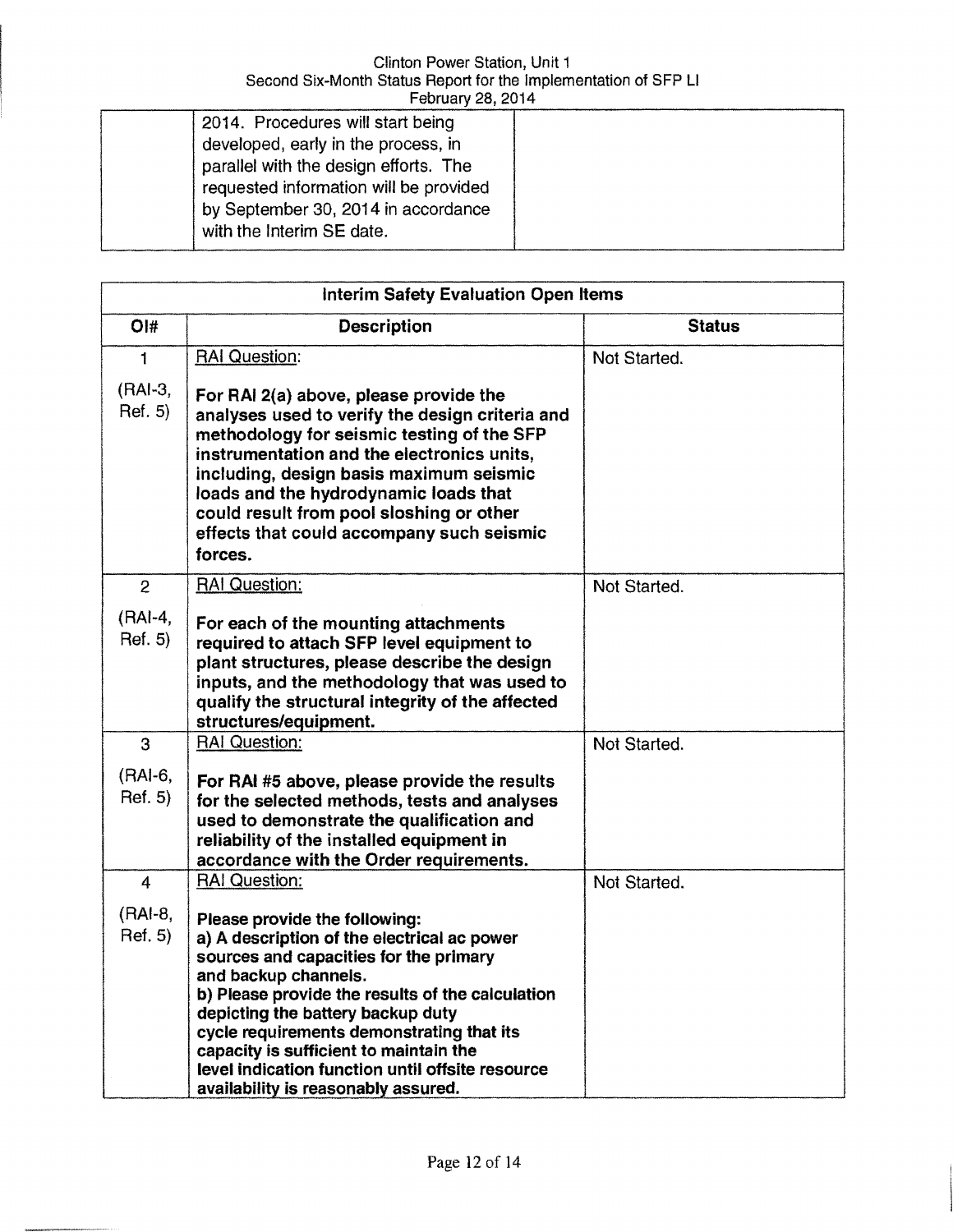| | 2014. Procedures will start being developed, early in the process, in parallel with the design efforts. The requested information will be provided by September 30, 2014 in accordance with the Interim SE date. | |
|---|---|---|

| Interim Safety Evaluation Open Items | | |
|---|---|---|
| **OI#** | **Description** | **Status** |
| 1<br><br>(RAI-3, Ref. 5) | RAI Question:<br><br>**For RAI 2(a) above, please provide the analyses used to verify the design criteria and methodology for seismic testing of the SFP instrumentation and the electronics units, including, design basis maximum seismic loads and the hydrodynamic loads that could result from pool sloshing or other effects that could accompany such seismic forces.** | Not Started. |
| 2<br><br>(RAI-4, Ref. 5) | RAI Question:<br><br>**For each of the mounting attachments required to attach SFP level equipment to plant structures, please describe the design inputs, and the methodology that was used to qualify the structural integrity of the affected structures/equipment.** | Not Started. |
| 3<br><br>(RAI-6, Ref. 5) | RAI Question:<br><br>**For RAI #5 above, please provide the results for the selected methods, tests and analyses used to demonstrate the qualification and reliability of the installed equipment in accordance with the Order requirements.** | Not Started. |
| 4<br><br>(RAI-8, Ref. 5) | RAI Question:<br><br>**Please provide the following:**<br>**a) A description of the electrical ac power sources and capacities for the primary and backup channels.**<br>**b) Please provide the results of the calculation depicting the battery backup duty cycle requirements demonstrating that its capacity is sufficient to maintain the level indication function until offsite resource availability is reasonably assured.** | Not Started. |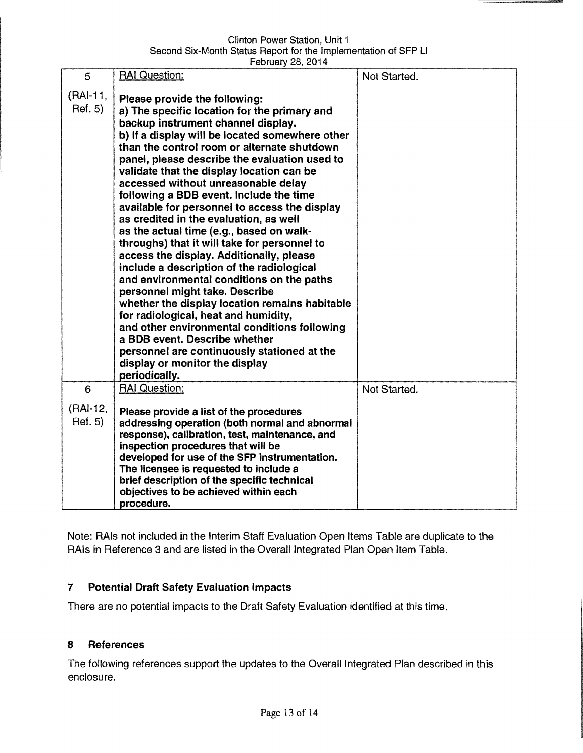| 5<br><br>(RAI-11, Ref. 5) | RAI Question:<br><br>**Please provide the following:**<br>**a) The specific location for the primary and backup instrument channel display.**<br>**b) If a display will be located somewhere other than the control room or alternate shutdown panel, please describe the evaluation used to validate that the display location can be accessed without unreasonable delay following a BDB event. Include the time available for personnel to access the display as credited in the evaluation, as well as the actual time (e.g., based on walk-throughs) that it will take for personnel to access the display. Additionally, please include a description of the radiological and environmental conditions on the paths personnel might take. Describe whether the display location remains habitable for radiological, heat and humidity, and other environmental conditions following a BDB event. Describe whether personnel are continuously stationed at the display or monitor the display periodically.** | Not Started. |
|---|---|---|
| 6<br><br>(RAI-12, Ref. 5) | RAI Question:<br><br>**Please provide a list of the procedures addressing operation (both normal and abnormal response), calibration, test, maintenance, and inspection procedures that will be developed for use of the SFP instrumentation. The licensee is requested to include a brief description of the specific technical objectives to be achieved within each procedure.** | Not Started. |

Note: RAIs not included in the Interim Staff Evaluation Open Items Table are duplicate to the RAIs in Reference 3 and are listed in the Overall Integrated Plan Open Item Table.

## 7 Potential Draft Safety Evaluation Impacts

There are no potential impacts to the Draft Safety Evaluation identified at this time.

## 8 References

The following references support the updates to the Overall Integrated Plan described in this enclosure.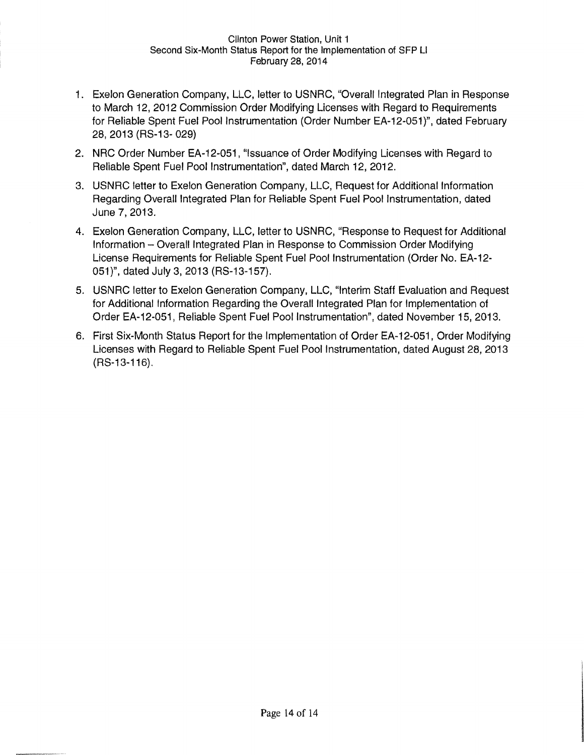1. Exelon Generation Company, LLC, letter to USNRC, "Overall Integrated Plan in Response to March 12, 2012 Commission Order Modifying Licenses with Regard to Requirements for Reliable Spent Fuel Pool Instrumentation (Order Number EA-12-051)", dated February 28, 2013 (RS-13- 029)
2. NRC Order Number EA-12-051, "Issuance of Order Modifying Licenses with Regard to Reliable Spent Fuel Pool Instrumentation", dated March 12, 2012.
3. USNRC letter to Exelon Generation Company, LLC, Request for Additional Information Regarding Overall Integrated Plan for Reliable Spent Fuel Pool Instrumentation, dated June 7, 2013.
4. Exelon Generation Company, LLC, letter to USNRC, "Response to Request for Additional Information – Overall Integrated Plan in Response to Commission Order Modifying License Requirements for Reliable Spent Fuel Pool Instrumentation (Order No. EA-12-051)", dated July 3, 2013 (RS-13-157).
5. USNRC letter to Exelon Generation Company, LLC, "Interim Staff Evaluation and Request for Additional Information Regarding the Overall Integrated Plan for Implementation of Order EA-12-051, Reliable Spent Fuel Pool Instrumentation", dated November 15, 2013.
6. First Six-Month Status Report for the Implementation of Order EA-12-051, Order Modifying Licenses with Regard to Reliable Spent Fuel Pool Instrumentation, dated August 28, 2013 (RS-13-116).